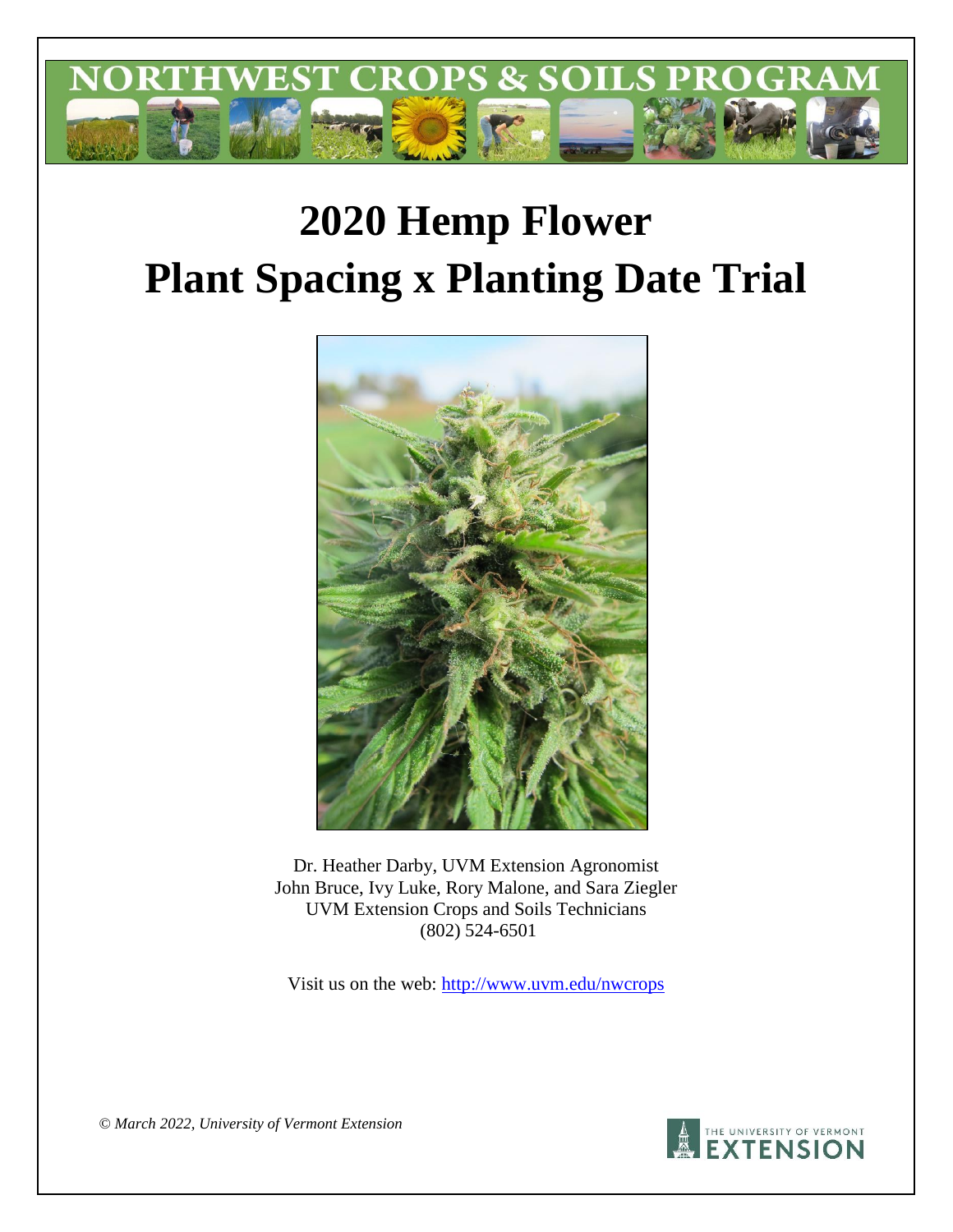NORTHWEST CROPS & SOILS PROGRAM

# 2020 Hemp Flower
# Plant Spacing x Planting Date Trial

Dr. Heather Darby, UVM Extension Agronomist
John Bruce, Ivy Luke, Rory Malone, and Sara Ziegler
UVM Extension Crops and Soils Technicians
(802) 524-6501

Visit us on the web: http://www.uvm.edu/nwcrops

*© March 2022, University of Vermont Extension*

THE UNIVERSITY OF VERMONT EXTENSION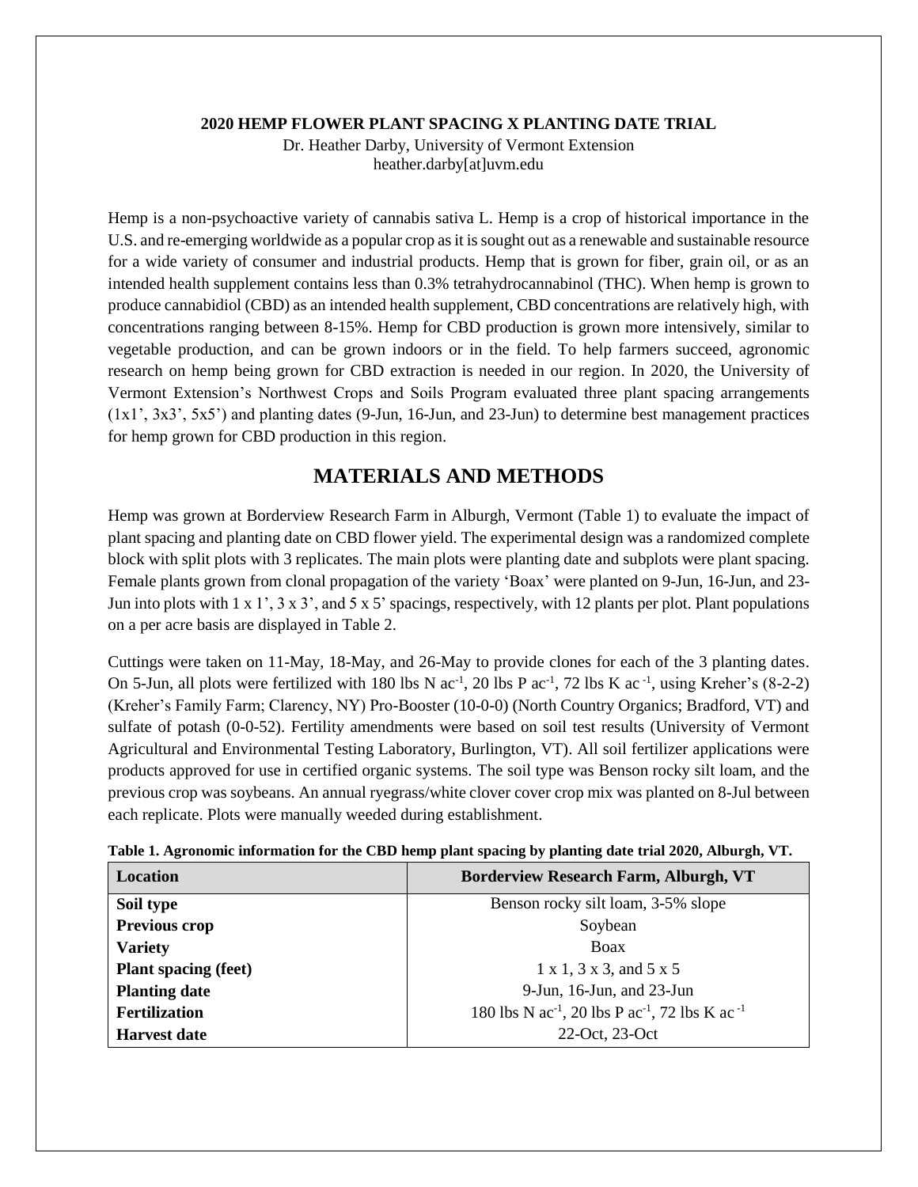**2020 HEMP FLOWER PLANT SPACING X PLANTING DATE TRIAL**

Dr. Heather Darby, University of Vermont Extension
heather.darby[at]uvm.edu

Hemp is a non-psychoactive variety of cannabis sativa L. Hemp is a crop of historical importance in the U.S. and re-emerging worldwide as a popular crop as it is sought out as a renewable and sustainable resource for a wide variety of consumer and industrial products. Hemp that is grown for fiber, grain oil, or as an intended health supplement contains less than 0.3% tetrahydrocannabinol (THC). When hemp is grown to produce cannabidiol (CBD) as an intended health supplement, CBD concentrations are relatively high, with concentrations ranging between 8-15%. Hemp for CBD production is grown more intensively, similar to vegetable production, and can be grown indoors or in the field. To help farmers succeed, agronomic research on hemp being grown for CBD extraction is needed in our region. In 2020, the University of Vermont Extension's Northwest Crops and Soils Program evaluated three plant spacing arrangements (1x1', 3x3', 5x5') and planting dates (9-Jun, 16-Jun, and 23-Jun) to determine best management practices for hemp grown for CBD production in this region.

## MATERIALS AND METHODS

Hemp was grown at Borderview Research Farm in Alburgh, Vermont (Table 1) to evaluate the impact of plant spacing and planting date on CBD flower yield. The experimental design was a randomized complete block with split plots with 3 replicates. The main plots were planting date and subplots were plant spacing. Female plants grown from clonal propagation of the variety 'Boax' were planted on 9-Jun, 16-Jun, and 23-Jun into plots with 1 x 1', 3 x 3', and 5 x 5' spacings, respectively, with 12 plants per plot. Plant populations on a per acre basis are displayed in Table 2.

Cuttings were taken on 11-May, 18-May, and 26-May to provide clones for each of the 3 planting dates. On 5-Jun, all plots were fertilized with 180 lbs N ac$^{-1}$, 20 lbs P ac$^{-1}$, 72 lbs K ac$^{-1}$, using Kreher's (8-2-2) (Kreher's Family Farm; Clarency, NY) Pro-Booster (10-0-0) (North Country Organics; Bradford, VT) and sulfate of potash (0-0-52). Fertility amendments were based on soil test results (University of Vermont Agricultural and Environmental Testing Laboratory, Burlington, VT). All soil fertilizer applications were products approved for use in certified organic systems. The soil type was Benson rocky silt loam, and the previous crop was soybeans. An annual ryegrass/white clover cover crop mix was planted on 8-Jul between each replicate. Plots were manually weeded during establishment.

**Table 1. Agronomic information for the CBD hemp plant spacing by planting date trial 2020, Alburgh, VT.**

| Location | Borderview Research Farm, Alburgh, VT |
|---|---|
| **Soil type** | Benson rocky silt loam, 3-5% slope |
| **Previous crop** | Soybean |
| **Variety** | Boax |
| **Plant spacing (feet)** | 1 x 1, 3 x 3, and 5 x 5 |
| **Planting date** | 9-Jun, 16-Jun, and 23-Jun |
| **Fertilization** | 180 lbs N ac$^{-1}$, 20 lbs P ac$^{-1}$, 72 lbs K ac$^{-1}$ |
| **Harvest date** | 22-Oct, 23-Oct |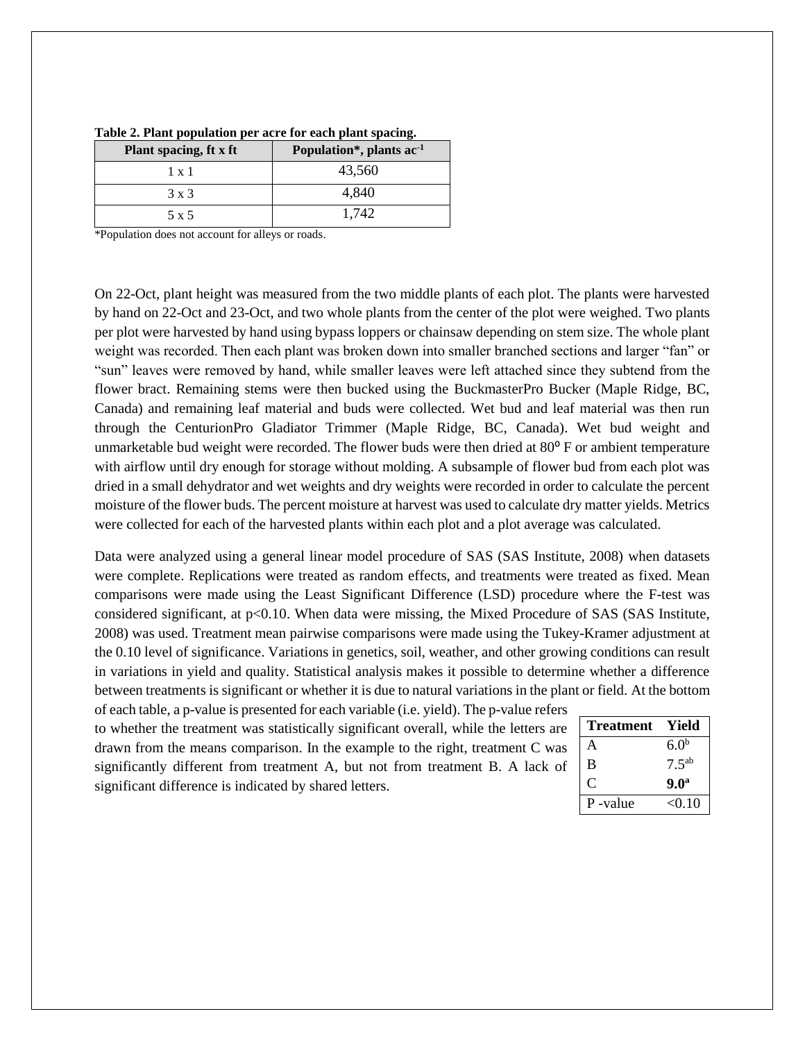**Table 2. Plant population per acre for each plant spacing.**

| Plant spacing, ft x ft | Population*, plants $ac^{-1}$ |
|---|---|
| 1 x 1 | 43,560 |
| 3 x 3 | 4,840 |
| 5 x 5 | 1,742 |

*Population does not account for alleys or roads.

On 22-Oct, plant height was measured from the two middle plants of each plot. The plants were harvested by hand on 22-Oct and 23-Oct, and two whole plants from the center of the plot were weighed. Two plants per plot were harvested by hand using bypass loppers or chainsaw depending on stem size. The whole plant weight was recorded. Then each plant was broken down into smaller branched sections and larger "fan" or "sun" leaves were removed by hand, while smaller leaves were left attached since they subtend from the flower bract. Remaining stems were then bucked using the BuckmasterPro Bucker (Maple Ridge, BC, Canada) and remaining leaf material and buds were collected. Wet bud and leaf material was then run through the CenturionPro Gladiator Trimmer (Maple Ridge, BC, Canada). Wet bud weight and unmarketable bud weight were recorded. The flower buds were then dried at 80° F or ambient temperature with airflow until dry enough for storage without molding. A subsample of flower bud from each plot was dried in a small dehydrator and wet weights and dry weights were recorded in order to calculate the percent moisture of the flower buds. The percent moisture at harvest was used to calculate dry matter yields. Metrics were collected for each of the harvested plants within each plot and a plot average was calculated.

Data were analyzed using a general linear model procedure of SAS (SAS Institute, 2008) when datasets were complete. Replications were treated as random effects, and treatments were treated as fixed. Mean comparisons were made using the Least Significant Difference (LSD) procedure where the F-test was considered significant, at $p<0.10$. When data were missing, the Mixed Procedure of SAS (SAS Institute, 2008) was used. Treatment mean pairwise comparisons were made using the Tukey-Kramer adjustment at the 0.10 level of significance. Variations in genetics, soil, weather, and other growing conditions can result in variations in yield and quality. Statistical analysis makes it possible to determine whether a difference between treatments is significant or whether it is due to natural variations in the plant or field. At the bottom of each table, a p-value is presented for each variable (i.e. yield). The p-value refers to whether the treatment was statistically significant overall, while the letters are drawn from the means comparison. In the example to the right, treatment C was significantly different from treatment A, but not from treatment B. A lack of significant difference is indicated by shared letters.

| Treatment | Yield |
|---|---|
| A | $6.0^{b}$ |
| B | $7.5^{ab}$ |
| C | **$9.0^{a}$** |
| P -value | <0.10 |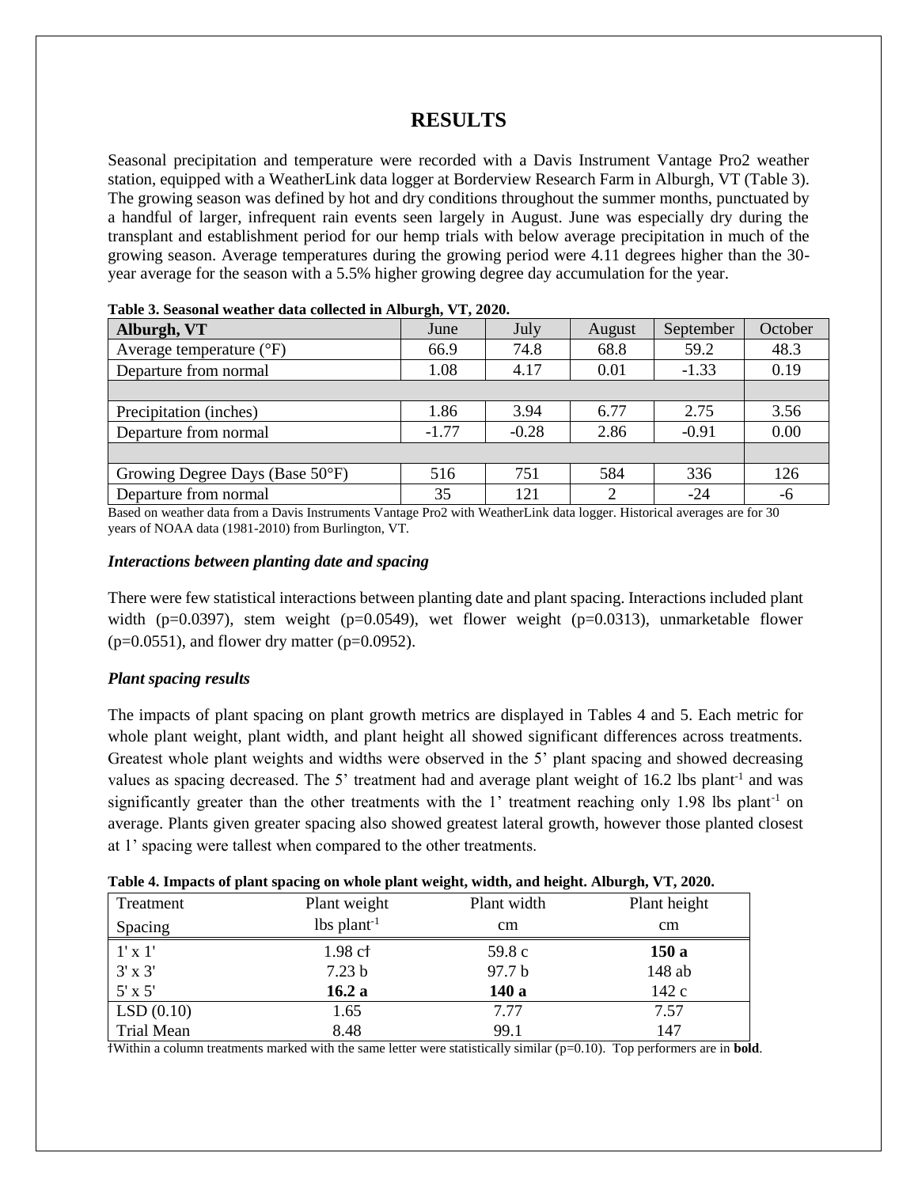# RESULTS

Seasonal precipitation and temperature were recorded with a Davis Instrument Vantage Pro2 weather station, equipped with a WeatherLink data logger at Borderview Research Farm in Alburgh, VT (Table 3). The growing season was defined by hot and dry conditions throughout the summer months, punctuated by a handful of larger, infrequent rain events seen largely in August. June was especially dry during the transplant and establishment period for our hemp trials with below average precipitation in much of the growing season. Average temperatures during the growing period were 4.11 degrees higher than the 30-year average for the season with a 5.5% higher growing degree day accumulation for the year.

**Table 3. Seasonal weather data collected in Alburgh, VT, 2020.**

| Alburgh, VT | June | July | August | September | October |
|---|---|---|---|---|---|
| Average temperature (°F) | 66.9 | 74.8 | 68.8 | 59.2 | 48.3 |
| Departure from normal | 1.08 | 4.17 | 0.01 | -1.33 | 0.19 |
| | | | | | |
| Precipitation (inches) | 1.86 | 3.94 | 6.77 | 2.75 | 3.56 |
| Departure from normal | -1.77 | -0.28 | 2.86 | -0.91 | 0.00 |
| | | | | | |
| Growing Degree Days (Base 50°F) | 516 | 751 | 584 | 336 | 126 |
| Departure from normal | 35 | 121 | 2 | -24 | -6 |

Based on weather data from a Davis Instruments Vantage Pro2 with WeatherLink data logger. Historical averages are for 30 years of NOAA data (1981-2010) from Burlington, VT.

### *Interactions between planting date and spacing*

There were few statistical interactions between planting date and plant spacing. Interactions included plant width ($p=0.0397$), stem weight ($p=0.0549$), wet flower weight ($p=0.0313$), unmarketable flower ($p=0.0551$), and flower dry matter ($p=0.0952$).

### *Plant spacing results*

The impacts of plant spacing on plant growth metrics are displayed in Tables 4 and 5. Each metric for whole plant weight, plant width, and plant height all showed significant differences across treatments. Greatest whole plant weights and widths were observed in the 5' plant spacing and showed decreasing values as spacing decreased. The 5' treatment had and average plant weight of 16.2 lbs plant$^{-1}$ and was significantly greater than the other treatments with the 1' treatment reaching only 1.98 lbs plant$^{-1}$ on average. Plants given greater spacing also showed greatest lateral growth, however those planted closest at 1' spacing were tallest when compared to the other treatments.

**Table 4. Impacts of plant spacing on whole plant weight, width, and height. Alburgh, VT, 2020.**

| Treatment | Plant weight | Plant width | Plant height |
|---|---|---|---|
| Spacing | lbs plant$^{-1}$ | cm | cm |
| 1' x 1' | 1.98 c† | 59.8 c | **150 a** |
| 3' x 3' | 7.23 b | 97.7 b | 148 ab |
| 5' x 5' | **16.2 a** | **140 a** | 142 c |
| LSD (0.10) | 1.65 | 7.77 | 7.57 |
| Trial Mean | 8.48 | 99.1 | 147 |

†Within a column treatments marked with the same letter were statistically similar (p=0.10). Top performers are in **bold**.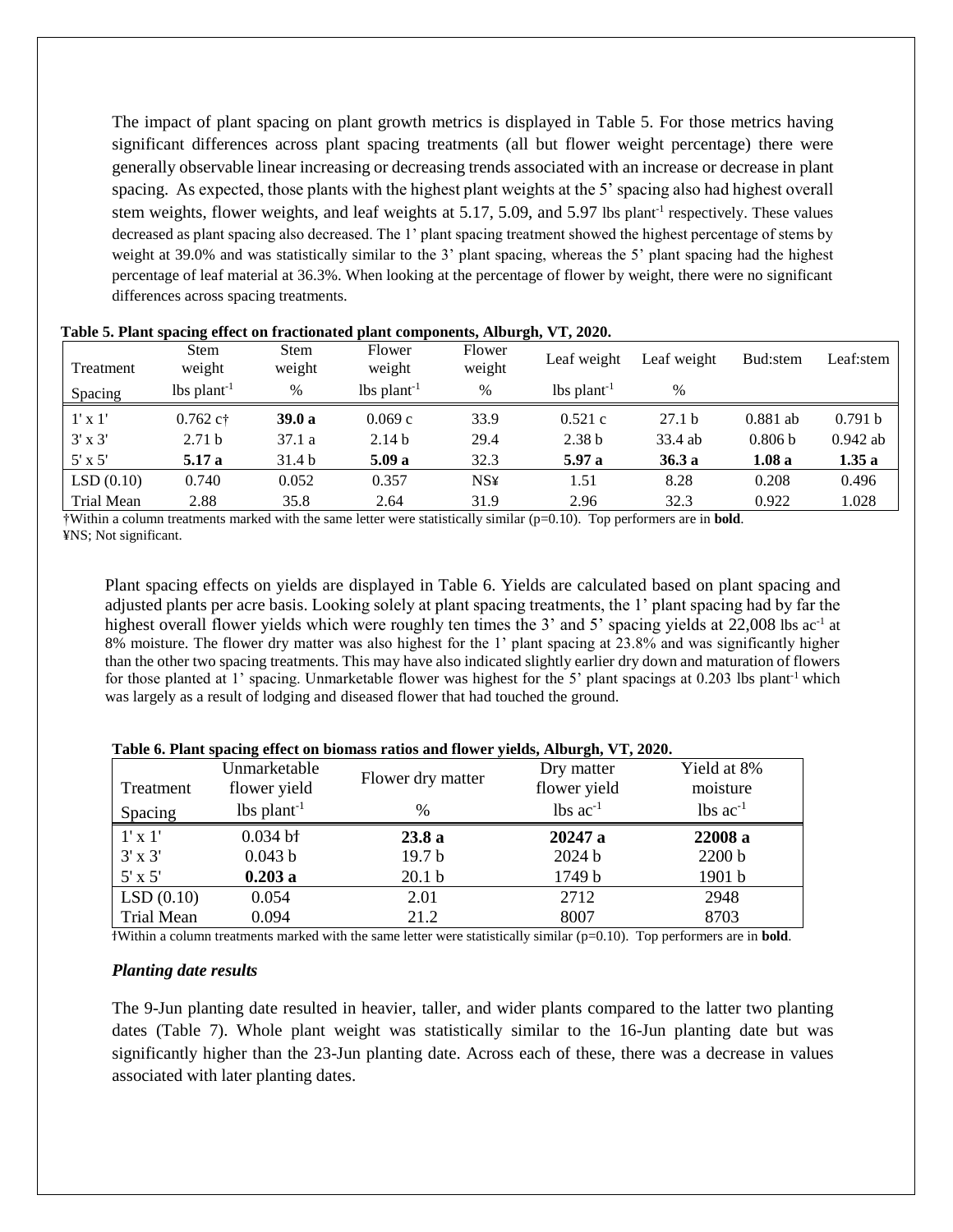The impact of plant spacing on plant growth metrics is displayed in Table 5. For those metrics having significant differences across plant spacing treatments (all but flower weight percentage) there were generally observable linear increasing or decreasing trends associated with an increase or decrease in plant spacing. As expected, those plants with the highest plant weights at the 5' spacing also had highest overall stem weights, flower weights, and leaf weights at 5.17, 5.09, and 5.97 lbs plant$^{-1}$ respectively. These values decreased as plant spacing also decreased. The 1' plant spacing treatment showed the highest percentage of stems by weight at 39.0% and was statistically similar to the 3' plant spacing, whereas the 5' plant spacing had the highest percentage of leaf material at 36.3%. When looking at the percentage of flower by weight, there were no significant differences across spacing treatments.

**Table 5. Plant spacing effect on fractionated plant components, Alburgh, VT, 2020.**

| Treatment | Stem weight | Stem weight | Flower weight | Flower weight | Leaf weight | Leaf weight | Bud:stem | Leaf:stem |
|---|---|---|---|---|---|---|---|---|
| Spacing | lbs plant$^{-1}$ | % | lbs plant$^{-1}$ | % | lbs plant$^{-1}$ | % | | |
| 1' x 1' | 0.762 c† | **39.0 a** | 0.069 c | 33.9 | 0.521 c | 27.1 b | 0.881 ab | 0.791 b |
| 3' x 3' | 2.71 b | 37.1 a | 2.14 b | 29.4 | 2.38 b | 33.4 ab | 0.806 b | 0.942 ab |
| 5' x 5' | **5.17 a** | 31.4 b | **5.09 a** | 32.3 | **5.97 a** | **36.3 a** | **1.08 a** | **1.35 a** |
| LSD (0.10) | 0.740 | 0.052 | 0.357 | NS¥ | 1.51 | 8.28 | 0.208 | 0.496 |
| Trial Mean | 2.88 | 35.8 | 2.64 | 31.9 | 2.96 | 32.3 | 0.922 | 1.028 |

†Within a column treatments marked with the same letter were statistically similar (p=0.10). Top performers are in **bold**.
¥NS; Not significant.

Plant spacing effects on yields are displayed in Table 6. Yields are calculated based on plant spacing and adjusted plants per acre basis. Looking solely at plant spacing treatments, the 1' plant spacing had by far the highest overall flower yields which were roughly ten times the 3' and 5' spacing yields at 22,008 lbs ac$^{-1}$ at 8% moisture. The flower dry matter was also highest for the 1' plant spacing at 23.8% and was significantly higher than the other two spacing treatments. This may have also indicated slightly earlier dry down and maturation of flowers for those planted at 1' spacing. Unmarketable flower was highest for the 5' plant spacings at 0.203 lbs plant$^{-1}$ which was largely as a result of lodging and diseased flower that had touched the ground.

**Table 6. Plant spacing effect on biomass ratios and flower yields, Alburgh, VT, 2020.**

| Treatment | Unmarketable flower yield | Flower dry matter | Dry matter flower yield | Yield at 8% moisture |
|---|---|---|---|---|
| Spacing | lbs plant$^{-1}$ | % | lbs ac$^{-1}$ | lbs ac$^{-1}$ |
| 1' x 1' | 0.034 b† | **23.8 a** | **20247 a** | **22008 a** |
| 3' x 3' | 0.043 b | 19.7 b | 2024 b | 2200 b |
| 5' x 5' | **0.203 a** | 20.1 b | 1749 b | 1901 b |
| LSD (0.10) | 0.054 | 2.01 | 2712 | 2948 |
| Trial Mean | 0.094 | 21.2 | 8007 | 8703 |

†Within a column treatments marked with the same letter were statistically similar (p=0.10). Top performers are in **bold**.

### *Planting date results*

The 9-Jun planting date resulted in heavier, taller, and wider plants compared to the latter two planting dates (Table 7). Whole plant weight was statistically similar to the 16-Jun planting date but was significantly higher than the 23-Jun planting date. Across each of these, there was a decrease in values associated with later planting dates.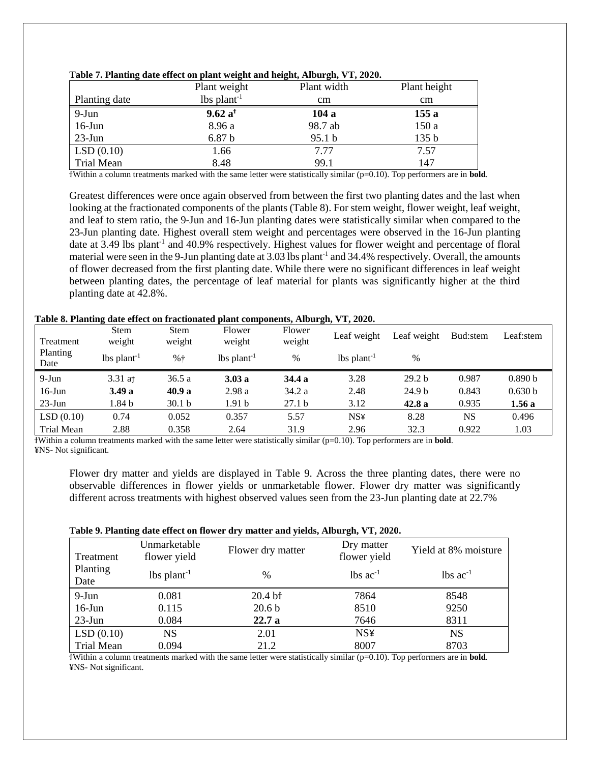**Table 7. Planting date effect on plant weight and height, Alburgh, VT, 2020.**

| Planting date | Plant weight | Plant width | Plant height |
|---|---|---|---|
| | lbs plant$^{-1}$ | cm | cm |
| 9-Jun | **9.62 a**† | **104 a** | **155 a** |
| 16-Jun | 8.96 a | 98.7 ab | 150 a |
| 23-Jun | 6.87 b | 95.1 b | 135 b |
| LSD (0.10) | 1.66 | 7.77 | 7.57 |
| Trial Mean | 8.48 | 99.1 | 147 |

†Within a column treatments marked with the same letter were statistically similar (p=0.10). Top performers are in **bold**.

Greatest differences were once again observed from between the first two planting dates and the last when looking at the fractionated components of the plants (Table 8). For stem weight, flower weight, leaf weight, and leaf to stem ratio, the 9-Jun and 16-Jun planting dates were statistically similar when compared to the 23-Jun planting date. Highest overall stem weight and percentages were observed in the 16-Jun planting date at 3.49 lbs plant$^{-1}$ and 40.9% respectively. Highest values for flower weight and percentage of floral material were seen in the 9-Jun planting date at 3.03 lbs plant$^{-1}$ and 34.4% respectively. Overall, the amounts of flower decreased from the first planting date. While there were no significant differences in leaf weight between planting dates, the percentage of leaf material for plants was significantly higher at the third planting date at 42.8%.

**Table 8. Planting date effect on fractionated plant components, Alburgh, VT, 2020.**

| Treatment | Stem weight | Stem weight | Flower weight | Flower weight | Leaf weight | Leaf weight | Bud:stem | Leaf:stem |
|---|---|---|---|---|---|---|---|---|
| Planting Date | lbs plant$^{-1}$ | %† | lbs plant$^{-1}$ | % | lbs plant$^{-1}$ | % | | |
| 9-Jun | 3.31 a† | 36.5 a | **3.03 a** | **34.4 a** | 3.28 | 29.2 b | 0.987 | 0.890 b |
| 16-Jun | **3.49 a** | **40.9 a** | 2.98 a | 34.2 a | 2.48 | 24.9 b | 0.843 | 0.630 b |
| 23-Jun | 1.84 b | 30.1 b | 1.91 b | 27.1 b | 3.12 | **42.8 a** | 0.935 | **1.56 a** |
| LSD (0.10) | 0.74 | 0.052 | 0.357 | 5.57 | NS¥ | 8.28 | NS | 0.496 |
| Trial Mean | 2.88 | 0.358 | 2.64 | 31.9 | 2.96 | 32.3 | 0.922 | 1.03 |

†Within a column treatments marked with the same letter were statistically similar (p=0.10). Top performers are in **bold**.
¥NS- Not significant.

Flower dry matter and yields are displayed in Table 9. Across the three planting dates, there were no observable differences in flower yields or unmarketable flower. Flower dry matter was significantly different across treatments with highest observed values seen from the 23-Jun planting date at 22.7%

**Table 9. Planting date effect on flower dry matter and yields, Alburgh, VT, 2020.**

| Treatment | Unmarketable flower yield | Flower dry matter | Dry matter flower yield | Yield at 8% moisture |
|---|---|---|---|---|
| Planting Date | lbs plant$^{-1}$ | % | lbs ac$^{-1}$ | lbs ac$^{-1}$ |
| 9-Jun | 0.081 | 20.4 b† | 7864 | 8548 |
| 16-Jun | 0.115 | 20.6 b | 8510 | 9250 |
| 23-Jun | 0.084 | **22.7 a** | 7646 | 8311 |
| LSD (0.10) | NS | 2.01 | NS¥ | NS |
| Trial Mean | 0.094 | 21.2 | 8007 | 8703 |

†Within a column treatments marked with the same letter were statistically similar (p=0.10). Top performers are in **bold**.
¥NS- Not significant.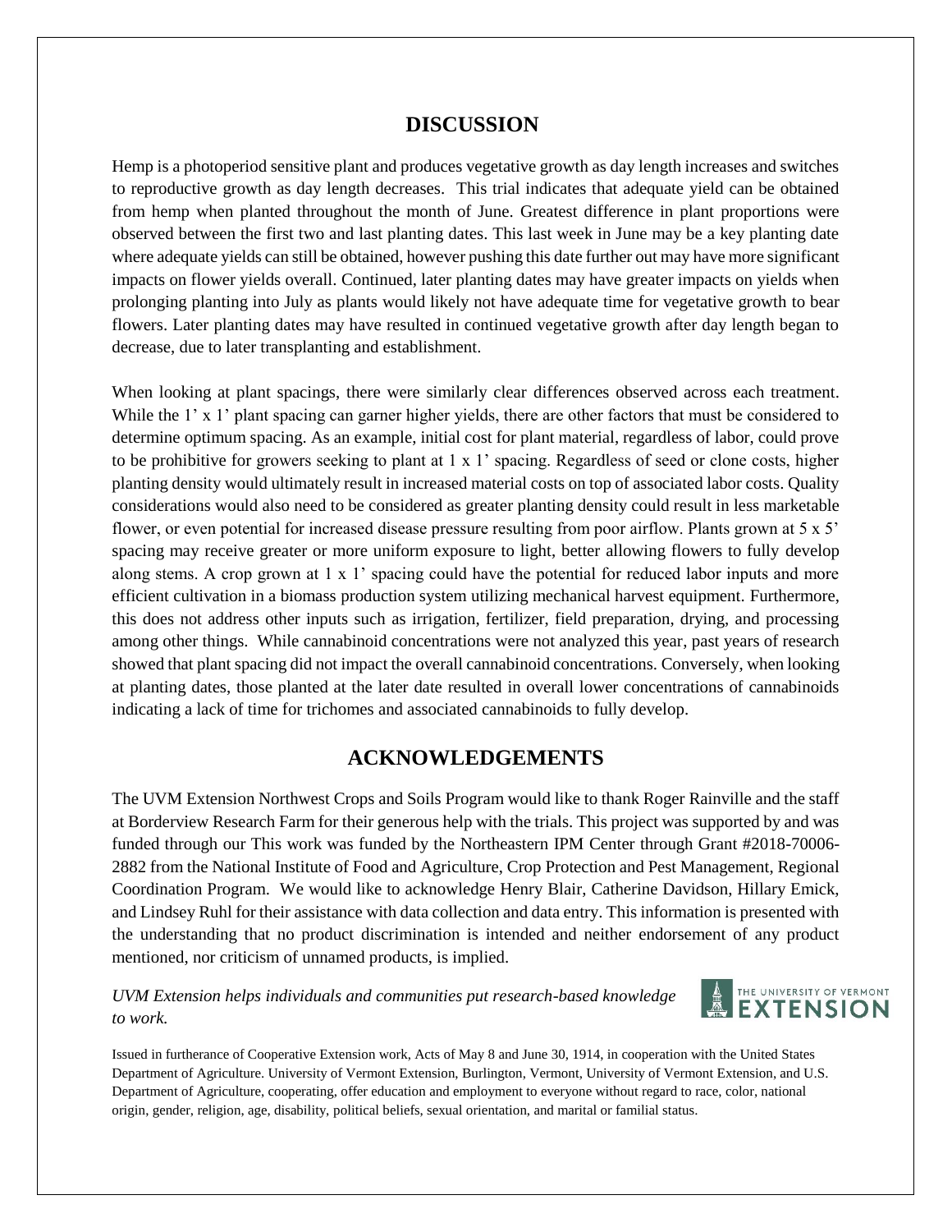## DISCUSSION

Hemp is a photoperiod sensitive plant and produces vegetative growth as day length increases and switches to reproductive growth as day length decreases. This trial indicates that adequate yield can be obtained from hemp when planted throughout the month of June. Greatest difference in plant proportions were observed between the first two and last planting dates. This last week in June may be a key planting date where adequate yields can still be obtained, however pushing this date further out may have more significant impacts on flower yields overall. Continued, later planting dates may have greater impacts on yields when prolonging planting into July as plants would likely not have adequate time for vegetative growth to bear flowers. Later planting dates may have resulted in continued vegetative growth after day length began to decrease, due to later transplanting and establishment.

When looking at plant spacings, there were similarly clear differences observed across each treatment. While the 1' x 1' plant spacing can garner higher yields, there are other factors that must be considered to determine optimum spacing. As an example, initial cost for plant material, regardless of labor, could prove to be prohibitive for growers seeking to plant at 1 x 1' spacing. Regardless of seed or clone costs, higher planting density would ultimately result in increased material costs on top of associated labor costs. Quality considerations would also need to be considered as greater planting density could result in less marketable flower, or even potential for increased disease pressure resulting from poor airflow. Plants grown at 5 x 5' spacing may receive greater or more uniform exposure to light, better allowing flowers to fully develop along stems. A crop grown at 1 x 1' spacing could have the potential for reduced labor inputs and more efficient cultivation in a biomass production system utilizing mechanical harvest equipment. Furthermore, this does not address other inputs such as irrigation, fertilizer, field preparation, drying, and processing among other things. While cannabinoid concentrations were not analyzed this year, past years of research showed that plant spacing did not impact the overall cannabinoid concentrations. Conversely, when looking at planting dates, those planted at the later date resulted in overall lower concentrations of cannabinoids indicating a lack of time for trichomes and associated cannabinoids to fully develop.

## ACKNOWLEDGEMENTS

The UVM Extension Northwest Crops and Soils Program would like to thank Roger Rainville and the staff at Borderview Research Farm for their generous help with the trials. This project was supported by and was funded through our This work was funded by the Northeastern IPM Center through Grant #2018-70006-2882 from the National Institute of Food and Agriculture, Crop Protection and Pest Management, Regional Coordination Program. We would like to acknowledge Henry Blair, Catherine Davidson, Hillary Emick, and Lindsey Ruhl for their assistance with data collection and data entry. This information is presented with the understanding that no product discrimination is intended and neither endorsement of any product mentioned, nor criticism of unnamed products, is implied.

*UVM Extension helps individuals and communities put research-based knowledge to work.*

THE UNIVERSITY OF VERMONT EXTENSION

Issued in furtherance of Cooperative Extension work, Acts of May 8 and June 30, 1914, in cooperation with the United States Department of Agriculture. University of Vermont Extension, Burlington, Vermont, University of Vermont Extension, and U.S. Department of Agriculture, cooperating, offer education and employment to everyone without regard to race, color, national origin, gender, religion, age, disability, political beliefs, sexual orientation, and marital or familial status.